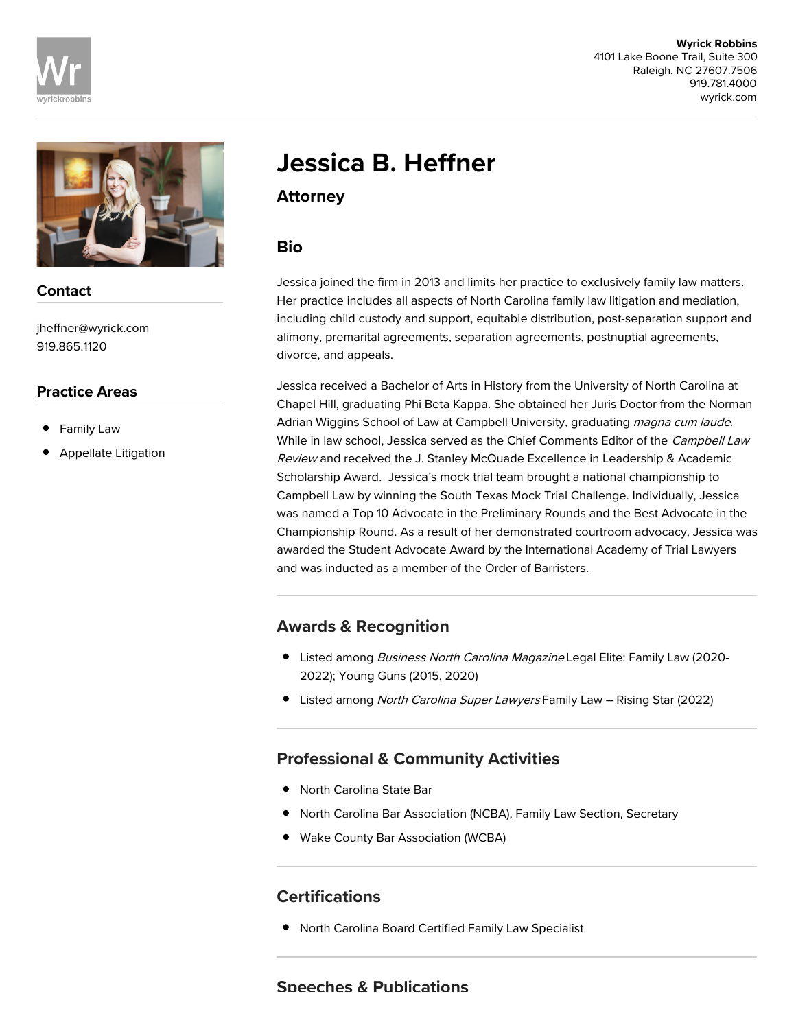**Wyrick Robbins**
4101 Lake Boone Trail, Suite 300
Raleigh, NC 27607.7506
919.781.4000
wyrick.com

# Jessica B. Heffner

## Attorney

### Contact

jheffner@wyrick.com
919.865.1120

### Practice Areas

- Family Law
- Appellate Litigation

### Bio

Jessica joined the firm in 2013 and limits her practice to exclusively family law matters. Her practice includes all aspects of North Carolina family law litigation and mediation, including child custody and support, equitable distribution, post-separation support and alimony, premarital agreements, separation agreements, postnuptial agreements, divorce, and appeals.

Jessica received a Bachelor of Arts in History from the University of North Carolina at Chapel Hill, graduating Phi Beta Kappa. She obtained her Juris Doctor from the Norman Adrian Wiggins School of Law at Campbell University, graduating *magna cum laude*. While in law school, Jessica served as the Chief Comments Editor of the *Campbell Law Review* and received the J. Stanley McQuade Excellence in Leadership & Academic Scholarship Award. Jessica's mock trial team brought a national championship to Campbell Law by winning the South Texas Mock Trial Challenge. Individually, Jessica was named a Top 10 Advocate in the Preliminary Rounds and the Best Advocate in the Championship Round. As a result of her demonstrated courtroom advocacy, Jessica was awarded the Student Advocate Award by the International Academy of Trial Lawyers and was inducted as a member of the Order of Barristers.

### Awards & Recognition

- Listed among *Business North Carolina Magazine* Legal Elite: Family Law (2020-2022); Young Guns (2015, 2020)
- Listed among *North Carolina Super Lawyers* Family Law – Rising Star (2022)

### Professional & Community Activities

- North Carolina State Bar
- North Carolina Bar Association (NCBA), Family Law Section, Secretary
- Wake County Bar Association (WCBA)

### Certifications

- North Carolina Board Certified Family Law Specialist

### Speeches & Publications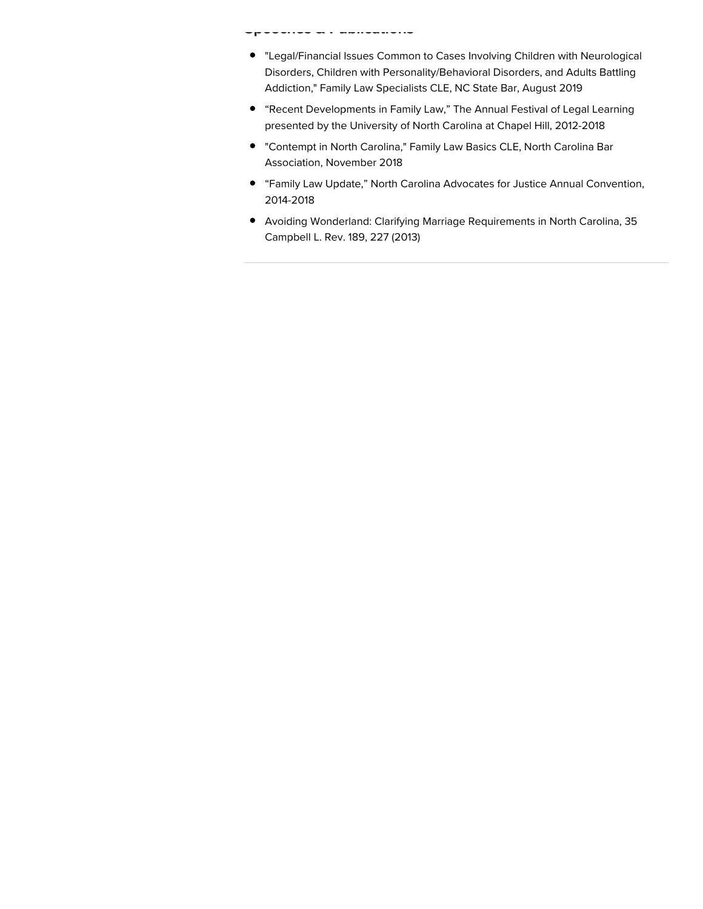## Speeches & Publications

- "Legal/Financial Issues Common to Cases Involving Children with Neurological Disorders, Children with Personality/Behavioral Disorders, and Adults Battling Addiction," Family Law Specialists CLE, NC State Bar, August 2019
- "Recent Developments in Family Law," The Annual Festival of Legal Learning presented by the University of North Carolina at Chapel Hill, 2012-2018
- "Contempt in North Carolina," Family Law Basics CLE, North Carolina Bar Association, November 2018
- "Family Law Update," North Carolina Advocates for Justice Annual Convention, 2014-2018
- Avoiding Wonderland: Clarifying Marriage Requirements in North Carolina, 35 Campbell L. Rev. 189, 227 (2013)